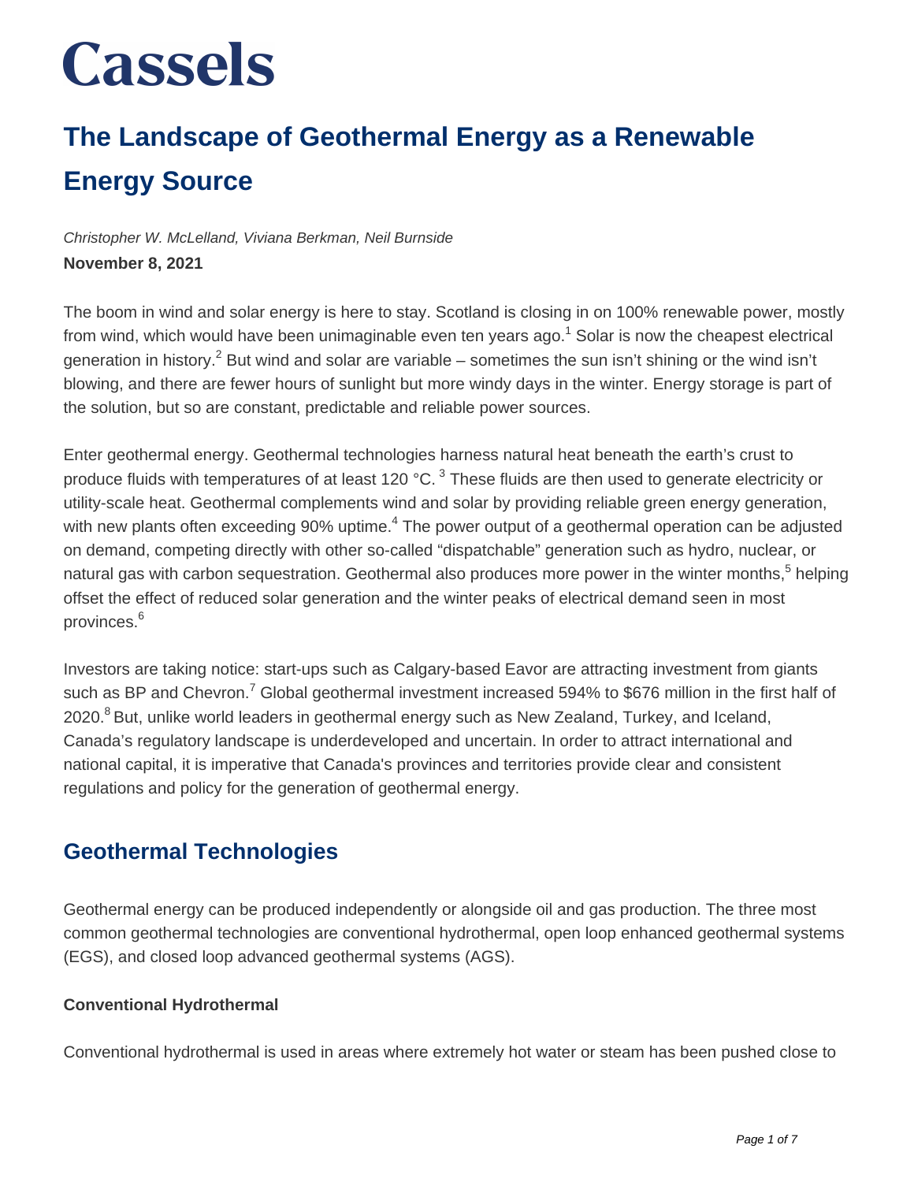# Cassels

# The Landscape of Geothermal Energy as a Renewable Energy Source

*Christopher W. McLelland, Viviana Berkman, Neil Burnside*

**November 8, 2021**

The boom in wind and solar energy is here to stay. Scotland is closing in on 100% renewable power, mostly from wind, which would have been unimaginable even ten years ago.[1] Solar is now the cheapest electrical generation in history.[2] But wind and solar are variable – sometimes the sun isn't shining or the wind isn't blowing, and there are fewer hours of sunlight but more windy days in the winter. Energy storage is part of the solution, but so are constant, predictable and reliable power sources.

Enter geothermal energy. Geothermal technologies harness natural heat beneath the earth's crust to produce fluids with temperatures of at least 120 °C. [3] These fluids are then used to generate electricity or utility-scale heat. Geothermal complements wind and solar by providing reliable green energy generation, with new plants often exceeding 90% uptime.[4] The power output of a geothermal operation can be adjusted on demand, competing directly with other so-called "dispatchable" generation such as hydro, nuclear, or natural gas with carbon sequestration. Geothermal also produces more power in the winter months,[5] helping offset the effect of reduced solar generation and the winter peaks of electrical demand seen in most provinces.[6]

Investors are taking notice: start-ups such as Calgary-based Eavor are attracting investment from giants such as BP and Chevron.[7] Global geothermal investment increased 594% to $676 million in the first half of 2020.[8] But, unlike world leaders in geothermal energy such as New Zealand, Turkey, and Iceland, Canada's regulatory landscape is underdeveloped and uncertain. In order to attract international and national capital, it is imperative that Canada's provinces and territories provide clear and consistent regulations and policy for the generation of geothermal energy.

## Geothermal Technologies

Geothermal energy can be produced independently or alongside oil and gas production. The three most common geothermal technologies are conventional hydrothermal, open loop enhanced geothermal systems (EGS), and closed loop advanced geothermal systems (AGS).

### Conventional Hydrothermal

Conventional hydrothermal is used in areas where extremely hot water or steam has been pushed close to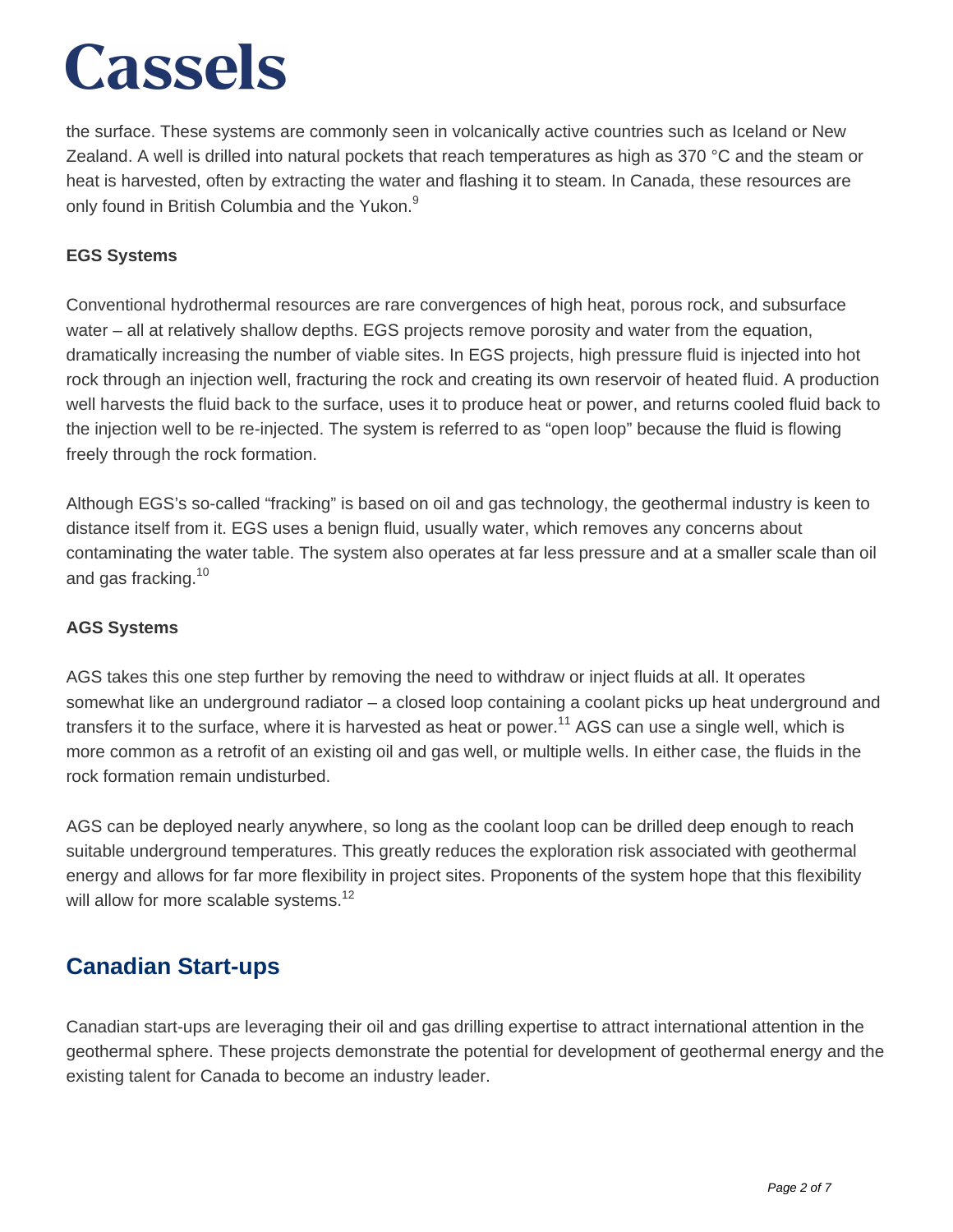the surface. These systems are commonly seen in volcanically active countries such as Iceland or New Zealand. A well is drilled into natural pockets that reach temperatures as high as 370 °C and the steam or heat is harvested, often by extracting the water and flashing it to steam. In Canada, these resources are only found in British Columbia and the Yukon.[9]

**EGS Systems**

Conventional hydrothermal resources are rare convergences of high heat, porous rock, and subsurface water – all at relatively shallow depths. EGS projects remove porosity and water from the equation, dramatically increasing the number of viable sites. In EGS projects, high pressure fluid is injected into hot rock through an injection well, fracturing the rock and creating its own reservoir of heated fluid. A production well harvests the fluid back to the surface, uses it to produce heat or power, and returns cooled fluid back to the injection well to be re-injected. The system is referred to as "open loop" because the fluid is flowing freely through the rock formation.

Although EGS's so-called "fracking" is based on oil and gas technology, the geothermal industry is keen to distance itself from it. EGS uses a benign fluid, usually water, which removes any concerns about contaminating the water table. The system also operates at far less pressure and at a smaller scale than oil and gas fracking.[10]

**AGS Systems**

AGS takes this one step further by removing the need to withdraw or inject fluids at all. It operates somewhat like an underground radiator – a closed loop containing a coolant picks up heat underground and transfers it to the surface, where it is harvested as heat or power.[11] AGS can use a single well, which is more common as a retrofit of an existing oil and gas well, or multiple wells. In either case, the fluids in the rock formation remain undisturbed.

AGS can be deployed nearly anywhere, so long as the coolant loop can be drilled deep enough to reach suitable underground temperatures. This greatly reduces the exploration risk associated with geothermal energy and allows for far more flexibility in project sites. Proponents of the system hope that this flexibility will allow for more scalable systems.[12]

## Canadian Start-ups

Canadian start-ups are leveraging their oil and gas drilling expertise to attract international attention in the geothermal sphere. These projects demonstrate the potential for development of geothermal energy and the existing talent for Canada to become an industry leader.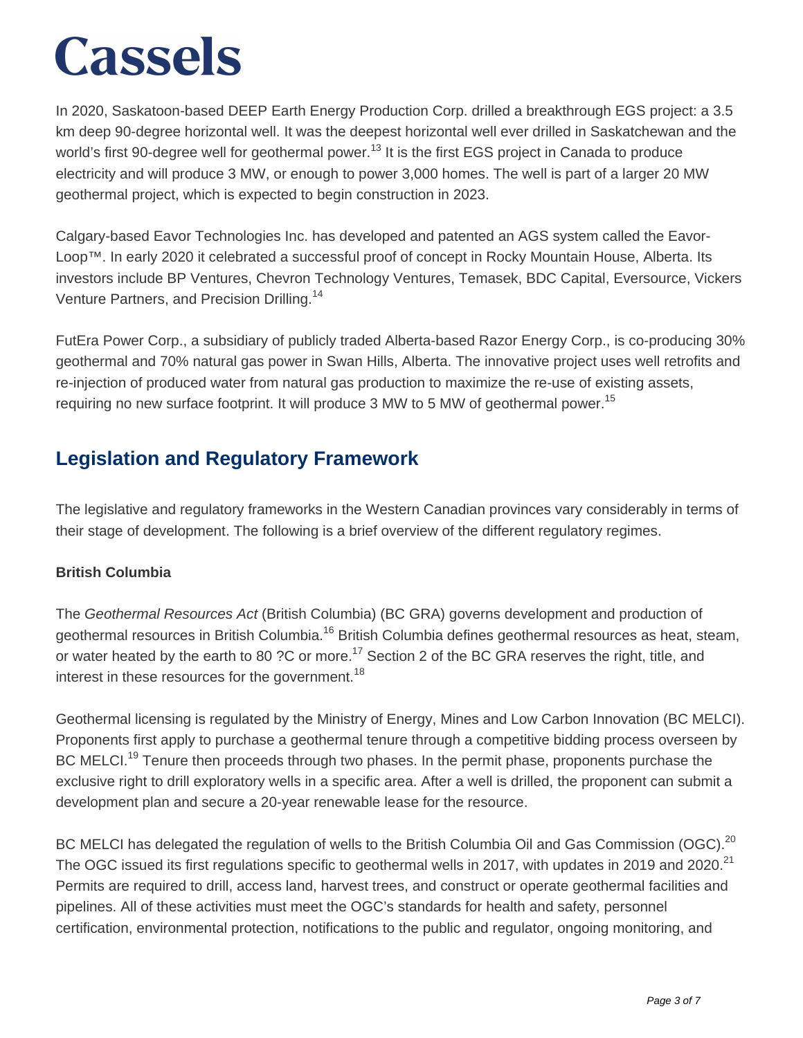In 2020, Saskatoon-based DEEP Earth Energy Production Corp. drilled a breakthrough EGS project: a 3.5 km deep 90-degree horizontal well. It was the deepest horizontal well ever drilled in Saskatchewan and the world's first 90-degree well for geothermal power.[13] It is the first EGS project in Canada to produce electricity and will produce 3 MW, or enough to power 3,000 homes. The well is part of a larger 20 MW geothermal project, which is expected to begin construction in 2023.

Calgary-based Eavor Technologies Inc. has developed and patented an AGS system called the Eavor-Loop™. In early 2020 it celebrated a successful proof of concept in Rocky Mountain House, Alberta. Its investors include BP Ventures, Chevron Technology Ventures, Temasek, BDC Capital, Eversource, Vickers Venture Partners, and Precision Drilling.[14]

FutEra Power Corp., a subsidiary of publicly traded Alberta-based Razor Energy Corp., is co-producing 30% geothermal and 70% natural gas power in Swan Hills, Alberta. The innovative project uses well retrofits and re-injection of produced water from natural gas production to maximize the re-use of existing assets, requiring no new surface footprint. It will produce 3 MW to 5 MW of geothermal power.[15]

## Legislation and Regulatory Framework

The legislative and regulatory frameworks in the Western Canadian provinces vary considerably in terms of their stage of development. The following is a brief overview of the different regulatory regimes.

**British Columbia**

The *Geothermal Resources Act* (British Columbia) (BC GRA) governs development and production of geothermal resources in British Columbia.[16] British Columbia defines geothermal resources as heat, steam, or water heated by the earth to 80 ?C or more.[17] Section 2 of the BC GRA reserves the right, title, and interest in these resources for the government.[18]

Geothermal licensing is regulated by the Ministry of Energy, Mines and Low Carbon Innovation (BC MELCI). Proponents first apply to purchase a geothermal tenure through a competitive bidding process overseen by BC MELCI.[19] Tenure then proceeds through two phases. In the permit phase, proponents purchase the exclusive right to drill exploratory wells in a specific area. After a well is drilled, the proponent can submit a development plan and secure a 20-year renewable lease for the resource.

BC MELCI has delegated the regulation of wells to the British Columbia Oil and Gas Commission (OGC).[20] The OGC issued its first regulations specific to geothermal wells in 2017, with updates in 2019 and 2020.[21] Permits are required to drill, access land, harvest trees, and construct or operate geothermal facilities and pipelines. All of these activities must meet the OGC's standards for health and safety, personnel certification, environmental protection, notifications to the public and regulator, ongoing monitoring, and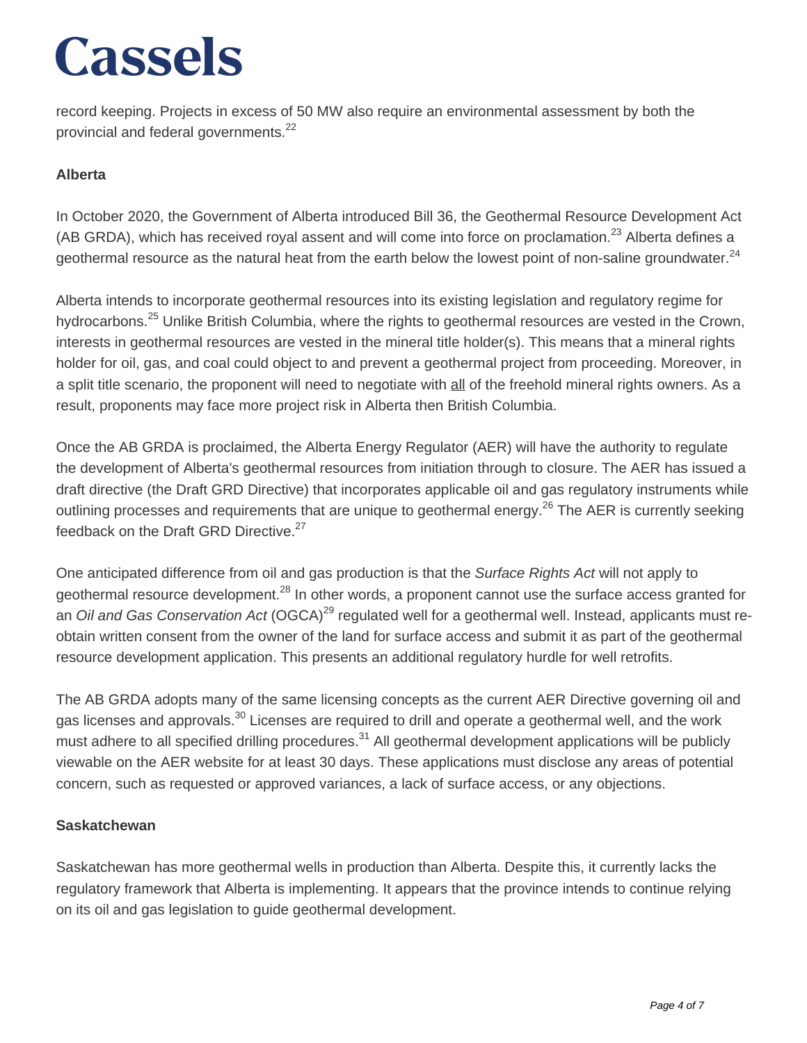record keeping. Projects in excess of 50 MW also require an environmental assessment by both the provincial and federal governments.[22]

**Alberta**

In October 2020, the Government of Alberta introduced Bill 36, the Geothermal Resource Development Act (AB GRDA), which has received royal assent and will come into force on proclamation.[23] Alberta defines a geothermal resource as the natural heat from the earth below the lowest point of non-saline groundwater.[24]

Alberta intends to incorporate geothermal resources into its existing legislation and regulatory regime for hydrocarbons.[25] Unlike British Columbia, where the rights to geothermal resources are vested in the Crown, interests in geothermal resources are vested in the mineral title holder(s). This means that a mineral rights holder for oil, gas, and coal could object to and prevent a geothermal project from proceeding. Moreover, in a split title scenario, the proponent will need to negotiate with <u>all</u> of the freehold mineral rights owners. As a result, proponents may face more project risk in Alberta then British Columbia.

Once the AB GRDA is proclaimed, the Alberta Energy Regulator (AER) will have the authority to regulate the development of Alberta's geothermal resources from initiation through to closure. The AER has issued a draft directive (the Draft GRD Directive) that incorporates applicable oil and gas regulatory instruments while outlining processes and requirements that are unique to geothermal energy.[26] The AER is currently seeking feedback on the Draft GRD Directive.[27]

One anticipated difference from oil and gas production is that the *Surface Rights Act* will not apply to geothermal resource development.[28] In other words, a proponent cannot use the surface access granted for an *Oil and Gas Conservation Act* (OGCA)[29] regulated well for a geothermal well. Instead, applicants must re-obtain written consent from the owner of the land for surface access and submit it as part of the geothermal resource development application. This presents an additional regulatory hurdle for well retrofits.

The AB GRDA adopts many of the same licensing concepts as the current AER Directive governing oil and gas licenses and approvals.[30] Licenses are required to drill and operate a geothermal well, and the work must adhere to all specified drilling procedures.[31] All geothermal development applications will be publicly viewable on the AER website for at least 30 days. These applications must disclose any areas of potential concern, such as requested or approved variances, a lack of surface access, or any objections.

**Saskatchewan**

Saskatchewan has more geothermal wells in production than Alberta. Despite this, it currently lacks the regulatory framework that Alberta is implementing. It appears that the province intends to continue relying on its oil and gas legislation to guide geothermal development.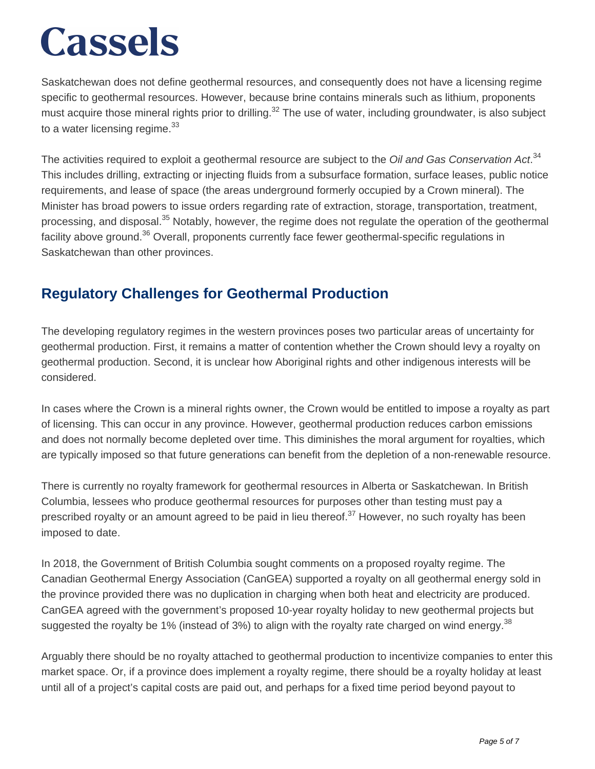Saskatchewan does not define geothermal resources, and consequently does not have a licensing regime specific to geothermal resources. However, because brine contains minerals such as lithium, proponents must acquire those mineral rights prior to drilling.[32] The use of water, including groundwater, is also subject to a water licensing regime.[33]

The activities required to exploit a geothermal resource are subject to the *Oil and Gas Conservation Act*.[34] This includes drilling, extracting or injecting fluids from a subsurface formation, surface leases, public notice requirements, and lease of space (the areas underground formerly occupied by a Crown mineral). The Minister has broad powers to issue orders regarding rate of extraction, storage, transportation, treatment, processing, and disposal.[35] Notably, however, the regime does not regulate the operation of the geothermal facility above ground.[36] Overall, proponents currently face fewer geothermal-specific regulations in Saskatchewan than other provinces.

## Regulatory Challenges for Geothermal Production

The developing regulatory regimes in the western provinces poses two particular areas of uncertainty for geothermal production. First, it remains a matter of contention whether the Crown should levy a royalty on geothermal production. Second, it is unclear how Aboriginal rights and other indigenous interests will be considered.

In cases where the Crown is a mineral rights owner, the Crown would be entitled to impose a royalty as part of licensing. This can occur in any province. However, geothermal production reduces carbon emissions and does not normally become depleted over time. This diminishes the moral argument for royalties, which are typically imposed so that future generations can benefit from the depletion of a non-renewable resource.

There is currently no royalty framework for geothermal resources in Alberta or Saskatchewan. In British Columbia, lessees who produce geothermal resources for purposes other than testing must pay a prescribed royalty or an amount agreed to be paid in lieu thereof.[37] However, no such royalty has been imposed to date.

In 2018, the Government of British Columbia sought comments on a proposed royalty regime. The Canadian Geothermal Energy Association (CanGEA) supported a royalty on all geothermal energy sold in the province provided there was no duplication in charging when both heat and electricity are produced. CanGEA agreed with the government's proposed 10-year royalty holiday to new geothermal projects but suggested the royalty be 1% (instead of 3%) to align with the royalty rate charged on wind energy.[38]

Arguably there should be no royalty attached to geothermal production to incentivize companies to enter this market space. Or, if a province does implement a royalty regime, there should be a royalty holiday at least until all of a project's capital costs are paid out, and perhaps for a fixed time period beyond payout to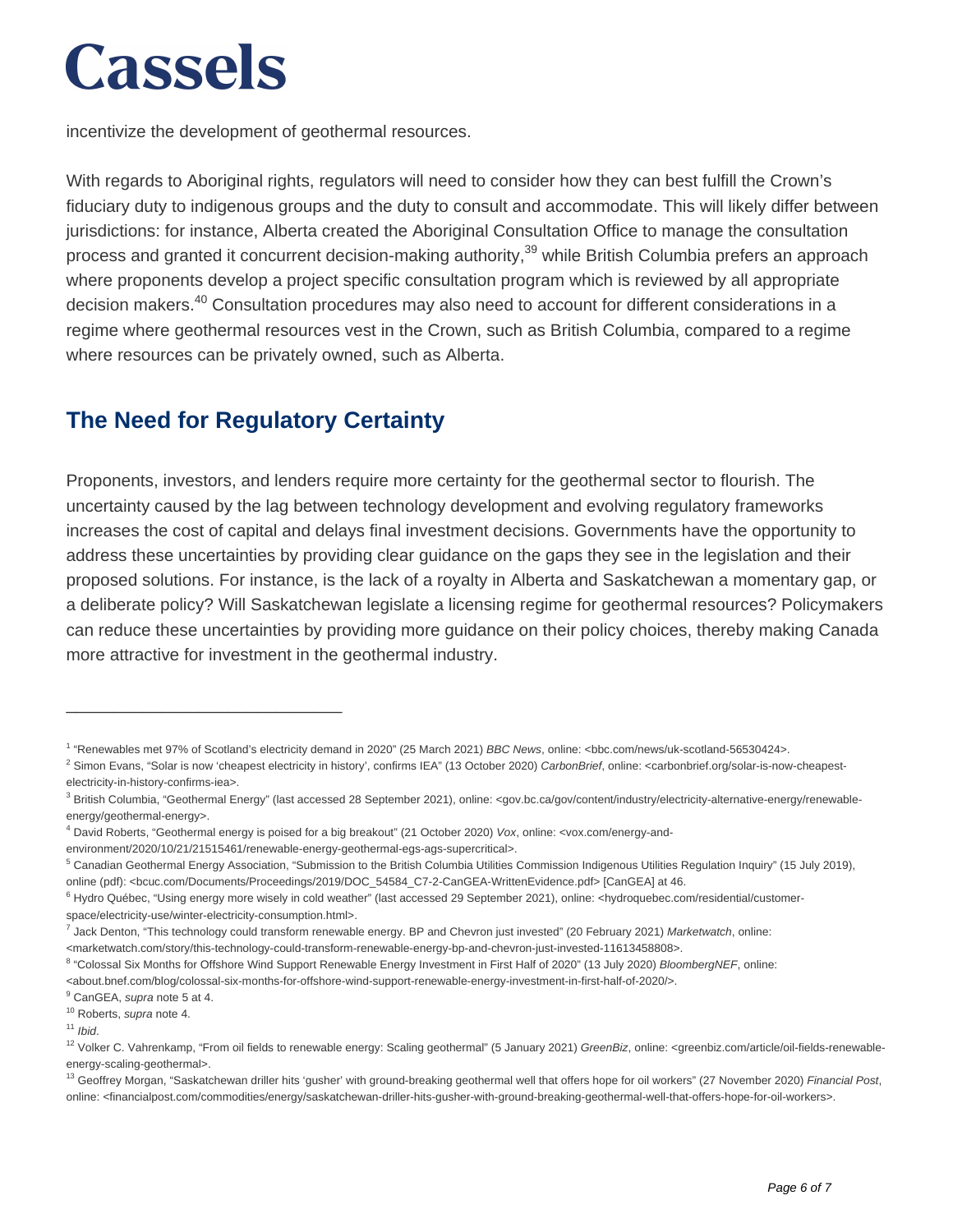incentivize the development of geothermal resources.

With regards to Aboriginal rights, regulators will need to consider how they can best fulfill the Crown's fiduciary duty to indigenous groups and the duty to consult and accommodate. This will likely differ between jurisdictions: for instance, Alberta created the Aboriginal Consultation Office to manage the consultation process and granted it concurrent decision-making authority,[39] while British Columbia prefers an approach where proponents develop a project specific consultation program which is reviewed by all appropriate decision makers.[40] Consultation procedures may also need to account for different considerations in a regime where geothermal resources vest in the Crown, such as British Columbia, compared to a regime where resources can be privately owned, such as Alberta.

## The Need for Regulatory Certainty

Proponents, investors, and lenders require more certainty for the geothermal sector to flourish. The uncertainty caused by the lag between technology development and evolving regulatory frameworks increases the cost of capital and delays final investment decisions. Governments have the opportunity to address these uncertainties by providing clear guidance on the gaps they see in the legislation and their proposed solutions. For instance, is the lack of a royalty in Alberta and Saskatchewan a momentary gap, or a deliberate policy? Will Saskatchewan legislate a licensing regime for geothermal resources? Policymakers can reduce these uncertainties by providing more guidance on their policy choices, thereby making Canada more attractive for investment in the geothermal industry.

---

[1] "Renewables met 97% of Scotland's electricity demand in 2020" (25 March 2021) *BBC News*, online: <bbc.com/news/uk-scotland-56530424>.

[2] Simon Evans, "Solar is now 'cheapest electricity in history', confirms IEA" (13 October 2020) *CarbonBrief*, online: <carbonbrief.org/solar-is-now-cheapest-electricity-in-history-confirms-iea>.

[3] British Columbia, "Geothermal Energy" (last accessed 28 September 2021), online: <gov.bc.ca/gov/content/industry/electricity-alternative-energy/renewable-energy/geothermal-energy>.

[4] David Roberts, "Geothermal energy is poised for a big breakout" (21 October 2020) *Vox*, online: <vox.com/energy-and-environment/2020/10/21/21515461/renewable-energy-geothermal-egs-ags-supercritical>.

[5] Canadian Geothermal Energy Association, "Submission to the British Columbia Utilities Commission Indigenous Utilities Regulation Inquiry" (15 July 2019), online (pdf): <bcuc.com/Documents/Proceedings/2019/DOC_54584_C7-2-CanGEA-WrittenEvidence.pdf> [CanGEA] at 46.

[6] Hydro Québec, "Using energy more wisely in cold weather" (last accessed 29 September 2021), online: <hydroquebec.com/residential/customer-space/electricity-use/winter-electricity-consumption.html>.

[7] Jack Denton, "This technology could transform renewable energy. BP and Chevron just invested" (20 February 2021) *Marketwatch*, online: <marketwatch.com/story/this-technology-could-transform-renewable-energy-bp-and-chevron-just-invested-11613458808>.

[8] "Colossal Six Months for Offshore Wind Support Renewable Energy Investment in First Half of 2020" (13 July 2020) *BloombergNEF*, online: <about.bnef.com/blog/colossal-six-months-for-offshore-wind-support-renewable-energy-investment-in-first-half-of-2020/>.

[9] CanGEA, *supra* note 5 at 4.

[10] Roberts, *supra* note 4.

[11] *Ibid*.

[12] Volker C. Vahrenkamp, "From oil fields to renewable energy: Scaling geothermal" (5 January 2021) *GreenBiz*, online: <greenbiz.com/article/oil-fields-renewable-energy-scaling-geothermal>.

[13] Geoffrey Morgan, "Saskatchewan driller hits 'gusher' with ground-breaking geothermal well that offers hope for oil workers" (27 November 2020) *Financial Post*, online: <financialpost.com/commodities/energy/saskatchewan-driller-hits-gusher-with-ground-breaking-geothermal-well-that-offers-hope-for-oil-workers>.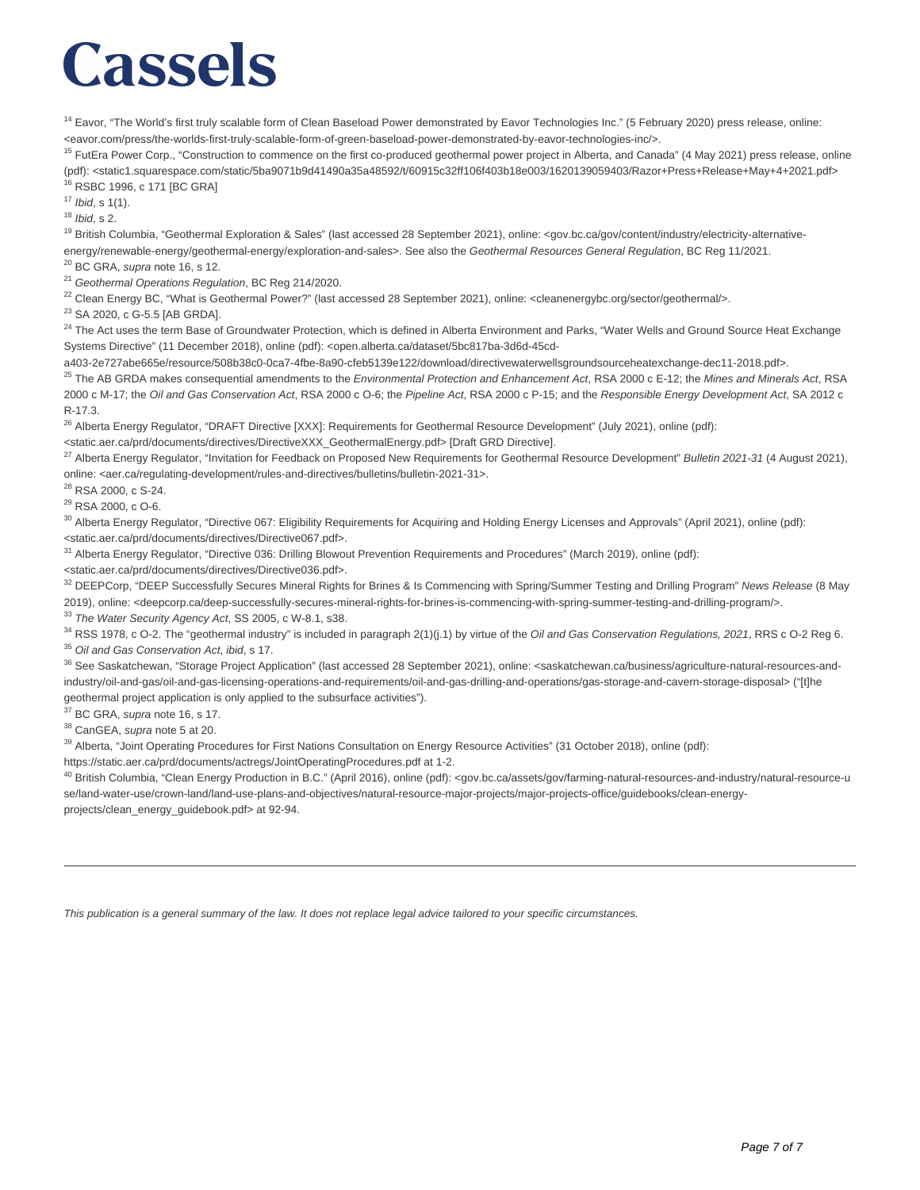[14] Eavor, "The World's first truly scalable form of Clean Baseload Power demonstrated by Eavor Technologies Inc." (5 February 2020) press release, online: <eavor.com/press/the-worlds-first-truly-scalable-form-of-green-baseload-power-demonstrated-by-eavor-technologies-inc/>.

[15] FutEra Power Corp., "Construction to commence on the first co-produced geothermal power project in Alberta, and Canada" (4 May 2021) press release, online (pdf): <static1.squarespace.com/static/5ba9071b9d41490a35a48592/t/60915c32ff106f403b18e003/1620139059403/Razor+Press+Release+May+4+2021.pdf>

[16] RSBC 1996, c 171 [BC GRA]

[17] *Ibid*, s 1(1).

[18] *Ibid*, s 2.

[19] British Columbia, "Geothermal Exploration & Sales" (last accessed 28 September 2021), online: <gov.bc.ca/gov/content/industry/electricity-alternative-energy/renewable-energy/geothermal-energy/exploration-and-sales>. See also the *Geothermal Resources General Regulation*, BC Reg 11/2021.

[20] BC GRA, *supra* note 16, s 12.

[21] *Geothermal Operations Regulation*, BC Reg 214/2020.

[22] Clean Energy BC, "What is Geothermal Power?" (last accessed 28 September 2021), online: <cleanenergybc.org/sector/geothermal/>.

[23] SA 2020, c G-5.5 [AB GRDA].

[24] The Act uses the term Base of Groundwater Protection, which is defined in Alberta Environment and Parks, "Water Wells and Ground Source Heat Exchange Systems Directive" (11 December 2018), online (pdf): <open.alberta.ca/dataset/5bc817ba-3d6d-45cd-a403-2e727abe665e/resource/508b38c0-0ca7-4fbe-8a90-cfeb5139e122/download/directivewaterwellsgroundsourceheatexchange-dec11-2018.pdf>.

[25] The AB GRDA makes consequential amendments to the *Environmental Protection and Enhancement Act*, RSA 2000 c E-12; the *Mines and Minerals Act*, RSA 2000 c M-17; the *Oil and Gas Conservation Act*, RSA 2000 c O-6; the *Pipeline Act*, RSA 2000 c P-15; and the *Responsible Energy Development Act*, SA 2012 c R-17.3.

[26] Alberta Energy Regulator, "DRAFT Directive [XXX]: Requirements for Geothermal Resource Development" (July 2021), online (pdf): <static.aer.ca/prd/documents/directives/DirectiveXXX_GeothermalEnergy.pdf> [Draft GRD Directive].

[27] Alberta Energy Regulator, "Invitation for Feedback on Proposed New Requirements for Geothermal Resource Development" *Bulletin 2021-31* (4 August 2021), online: <aer.ca/regulating-development/rules-and-directives/bulletins/bulletin-2021-31>.

[28] RSA 2000, c S-24.

[29] RSA 2000, c O-6.

[30] Alberta Energy Regulator, "Directive 067: Eligibility Requirements for Acquiring and Holding Energy Licenses and Approvals" (April 2021), online (pdf): <static.aer.ca/prd/documents/directives/Directive067.pdf>.

[31] Alberta Energy Regulator, "Directive 036: Drilling Blowout Prevention Requirements and Procedures" (March 2019), online (pdf): <static.aer.ca/prd/documents/directives/Directive036.pdf>.

[32] DEEPCorp, "DEEP Successfully Secures Mineral Rights for Brines & Is Commencing with Spring/Summer Testing and Drilling Program" *News Release* (8 May 2019), online: <deepcorp.ca/deep-successfully-secures-mineral-rights-for-brines-is-commencing-with-spring-summer-testing-and-drilling-program/>.

[33] *The Water Security Agency Act*, SS 2005, c W-8.1, s38.

[34] RSS 1978, c O-2. The "geothermal industry" is included in paragraph 2(1)(j.1) by virtue of the *Oil and Gas Conservation Regulations, 2021*, RRS c O-2 Reg 6.

[35] *Oil and Gas Conservation Act*, *ibid*, s 17.

[36] See Saskatchewan, "Storage Project Application" (last accessed 28 September 2021), online: <saskatchewan.ca/business/agriculture-natural-resources-and-industry/oil-and-gas/oil-and-gas-licensing-operations-and-requirements/oil-and-gas-drilling-and-operations/gas-storage-and-cavern-storage-disposal> ("[t]he geothermal project application is only applied to the subsurface activities").

[37] BC GRA, *supra* note 16, s 17.

[38] CanGEA, *supra* note 5 at 20.

[39] Alberta, "Joint Operating Procedures for First Nations Consultation on Energy Resource Activities" (31 October 2018), online (pdf): https://static.aer.ca/prd/documents/actregs/JointOperatingProcedures.pdf at 1-2.

[40] British Columbia, "Clean Energy Production in B.C." (April 2016), online (pdf): <gov.bc.ca/assets/gov/farming-natural-resources-and-industry/natural-resource-use/land-water-use/crown-land/land-use-plans-and-objectives/natural-resource-major-projects/major-projects-office/guidebooks/clean-energy-projects/clean_energy_guidebook.pdf> at 92-94.

---

*This publication is a general summary of the law. It does not replace legal advice tailored to your specific circumstances.*